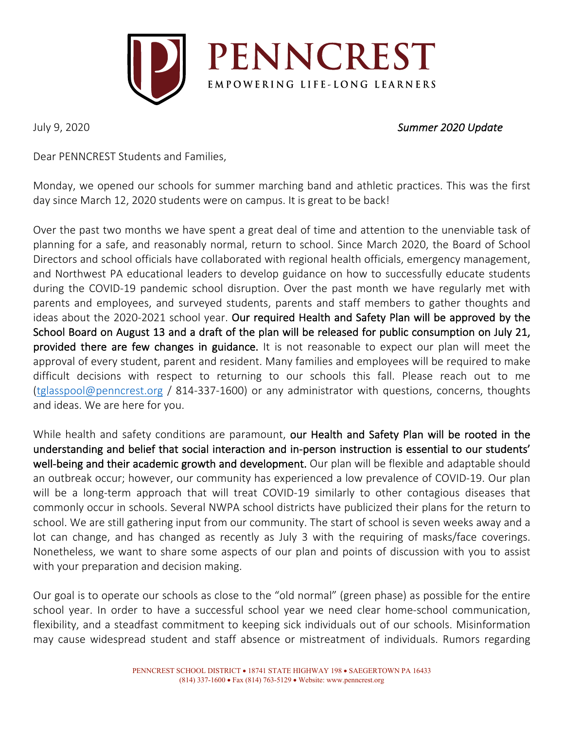# PENNCREST

EMPOWERING LIFE-LONG LEARNERS

July 9, 2020 *Summer 2020 Update*

Dear PENNCREST Students and Families,

Monday, we opened our schools for summer marching band and athletic practices. This was the first day since March 12, 2020 students were on campus. It is great to be back!

Over the past two months we have spent a great deal of time and attention to the unenviable task of planning for a safe, and reasonably normal, return to school. Since March 2020, the Board of School Directors and school officials have collaborated with regional health officials, emergency management, and Northwest PA educational leaders to develop guidance on how to successfully educate students during the COVID-19 pandemic school disruption. Over the past month we have regularly met with parents and employees, and surveyed students, parents and staff members to gather thoughts and ideas about the 2020-2021 school year. **Our required Health and Safety Plan will be approved by the School Board on August 13 and a draft of the plan will be released for public consumption on July 21, provided there are few changes in guidance.** It is not reasonable to expect our plan will meet the approval of every student, parent and resident. Many families and employees will be required to make difficult decisions with respect to returning to our schools this fall. Please reach out to me (tglasspool@penncrest.org / 814-337-1600) or any administrator with questions, concerns, thoughts and ideas. We are here for you.

While health and safety conditions are paramount, **our Health and Safety Plan will be rooted in the understanding and belief that social interaction and in-person instruction is essential to our students' well-being and their academic growth and development.** Our plan will be flexible and adaptable should an outbreak occur; however, our community has experienced a low prevalence of COVID-19. Our plan will be a long-term approach that will treat COVID-19 similarly to other contagious diseases that commonly occur in schools. Several NWPA school districts have publicized their plans for the return to school. We are still gathering input from our community. The start of school is seven weeks away and a lot can change, and has changed as recently as July 3 with the requiring of masks/face coverings. Nonetheless, we want to share some aspects of our plan and points of discussion with you to assist with your preparation and decision making.

Our goal is to operate our schools as close to the "old normal" (green phase) as possible for the entire school year. In order to have a successful school year we need clear home-school communication, flexibility, and a steadfast commitment to keeping sick individuals out of our schools. Misinformation may cause widespread student and staff absence or mistreatment of individuals. Rumors regarding

PENNCREST SCHOOL DISTRICT • 18741 STATE HIGHWAY 198 • SAEGERTOWN PA 16433
(814) 337-1600 • Fax (814) 763-5129 • Website: www.penncrest.org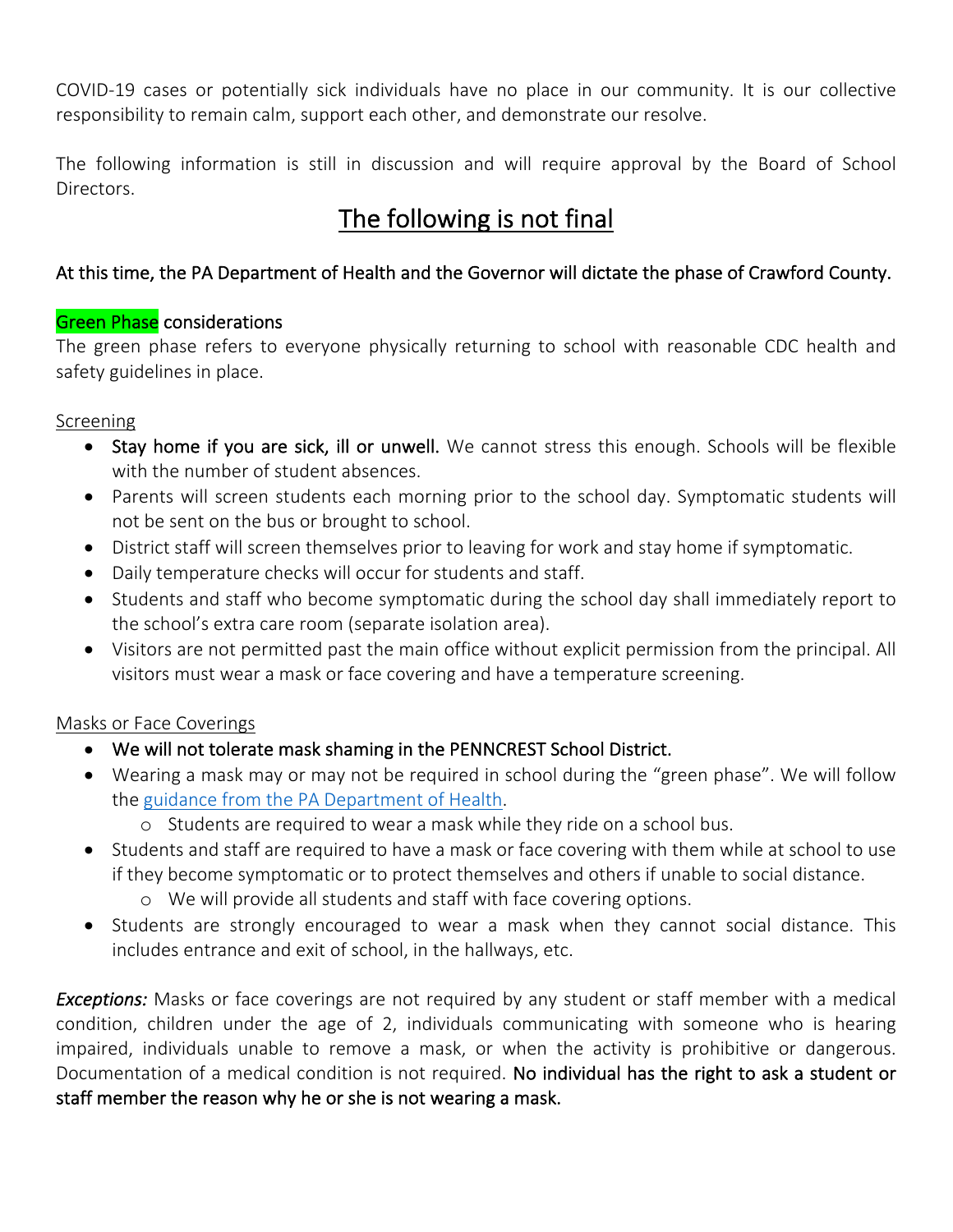COVID-19 cases or potentially sick individuals have no place in our community. It is our collective responsibility to remain calm, support each other, and demonstrate our resolve.

The following information is still in discussion and will require approval by the Board of School Directors.

## The following is not final

**At this time, the PA Department of Health and the Governor will dictate the phase of Crawford County.**

**Green Phase considerations**

The green phase refers to everyone physically returning to school with reasonable CDC health and safety guidelines in place.

Screening

- **Stay home if you are sick, ill or unwell.** We cannot stress this enough. Schools will be flexible with the number of student absences.
- Parents will screen students each morning prior to the school day. Symptomatic students will not be sent on the bus or brought to school.
- District staff will screen themselves prior to leaving for work and stay home if symptomatic.
- Daily temperature checks will occur for students and staff.
- Students and staff who become symptomatic during the school day shall immediately report to the school's extra care room (separate isolation area).
- Visitors are not permitted past the main office without explicit permission from the principal. All visitors must wear a mask or face covering and have a temperature screening.

Masks or Face Coverings

- **We will not tolerate mask shaming in the PENNCREST School District.**
- Wearing a mask may or may not be required in school during the "green phase". We will follow the guidance from the PA Department of Health.
  - Students are required to wear a mask while they ride on a school bus.
- Students and staff are required to have a mask or face covering with them while at school to use if they become symptomatic or to protect themselves and others if unable to social distance.
  - We will provide all students and staff with face covering options.
- Students are strongly encouraged to wear a mask when they cannot social distance. This includes entrance and exit of school, in the hallways, etc.

***Exceptions:*** Masks or face coverings are not required by any student or staff member with a medical condition, children under the age of 2, individuals communicating with someone who is hearing impaired, individuals unable to remove a mask, or when the activity is prohibitive or dangerous. Documentation of a medical condition is not required. **No individual has the right to ask a student or staff member the reason why he or she is not wearing a mask.**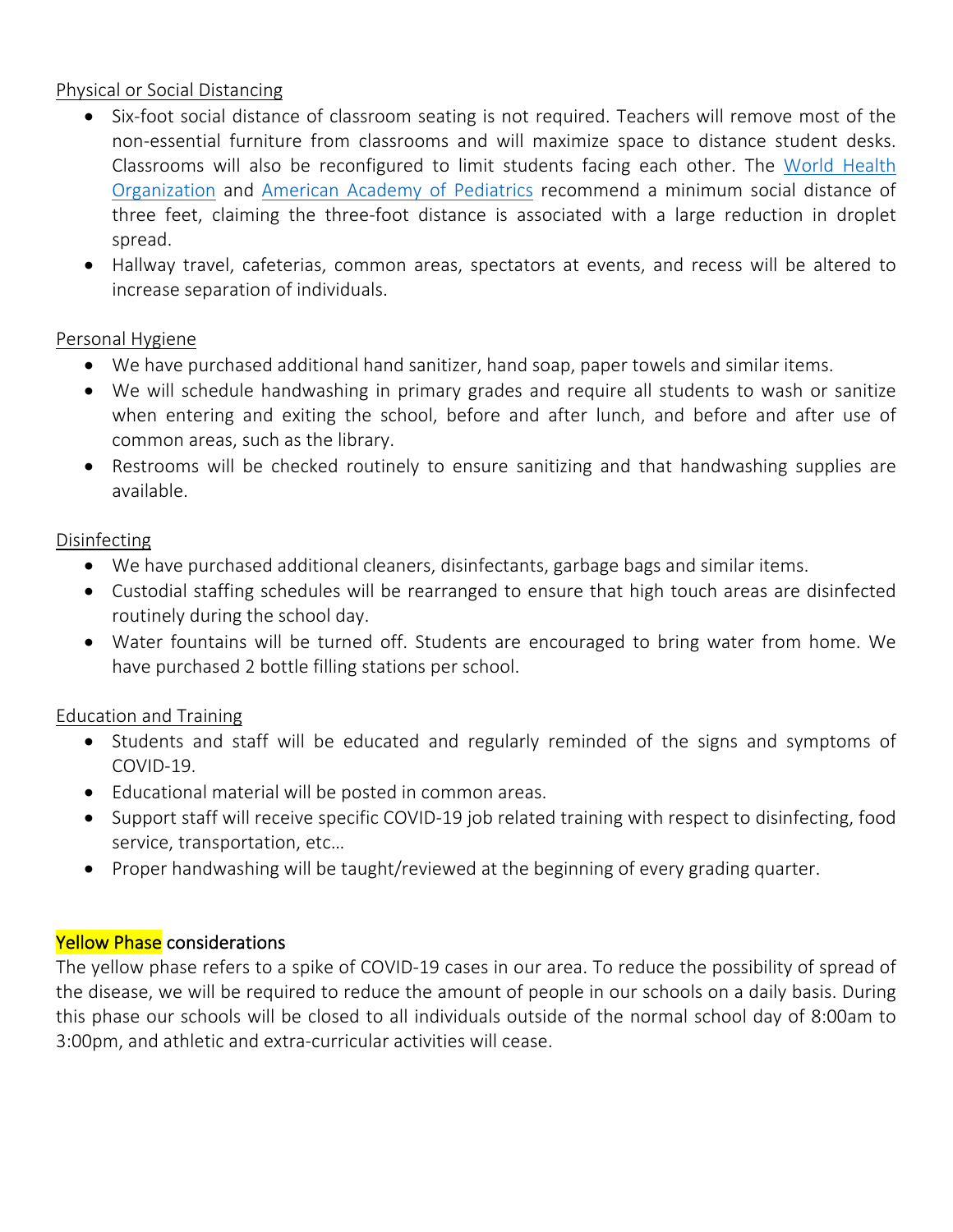Physical or Social Distancing

- Six-foot social distance of classroom seating is not required. Teachers will remove most of the non-essential furniture from classrooms and will maximize space to distance student desks. Classrooms will also be reconfigured to limit students facing each other. The World Health Organization and American Academy of Pediatrics recommend a minimum social distance of three feet, claiming the three-foot distance is associated with a large reduction in droplet spread.
- Hallway travel, cafeterias, common areas, spectators at events, and recess will be altered to increase separation of individuals.

Personal Hygiene

- We have purchased additional hand sanitizer, hand soap, paper towels and similar items.
- We will schedule handwashing in primary grades and require all students to wash or sanitize when entering and exiting the school, before and after lunch, and before and after use of common areas, such as the library.
- Restrooms will be checked routinely to ensure sanitizing and that handwashing supplies are available.

Disinfecting

- We have purchased additional cleaners, disinfectants, garbage bags and similar items.
- Custodial staffing schedules will be rearranged to ensure that high touch areas are disinfected routinely during the school day.
- Water fountains will be turned off. Students are encouraged to bring water from home. We have purchased 2 bottle filling stations per school.

Education and Training

- Students and staff will be educated and regularly reminded of the signs and symptoms of COVID-19.
- Educational material will be posted in common areas.
- Support staff will receive specific COVID-19 job related training with respect to disinfecting, food service, transportation, etc…
- Proper handwashing will be taught/reviewed at the beginning of every grading quarter.

## Yellow Phase considerations

The yellow phase refers to a spike of COVID-19 cases in our area. To reduce the possibility of spread of the disease, we will be required to reduce the amount of people in our schools on a daily basis. During this phase our schools will be closed to all individuals outside of the normal school day of 8:00am to 3:00pm, and athletic and extra-curricular activities will cease.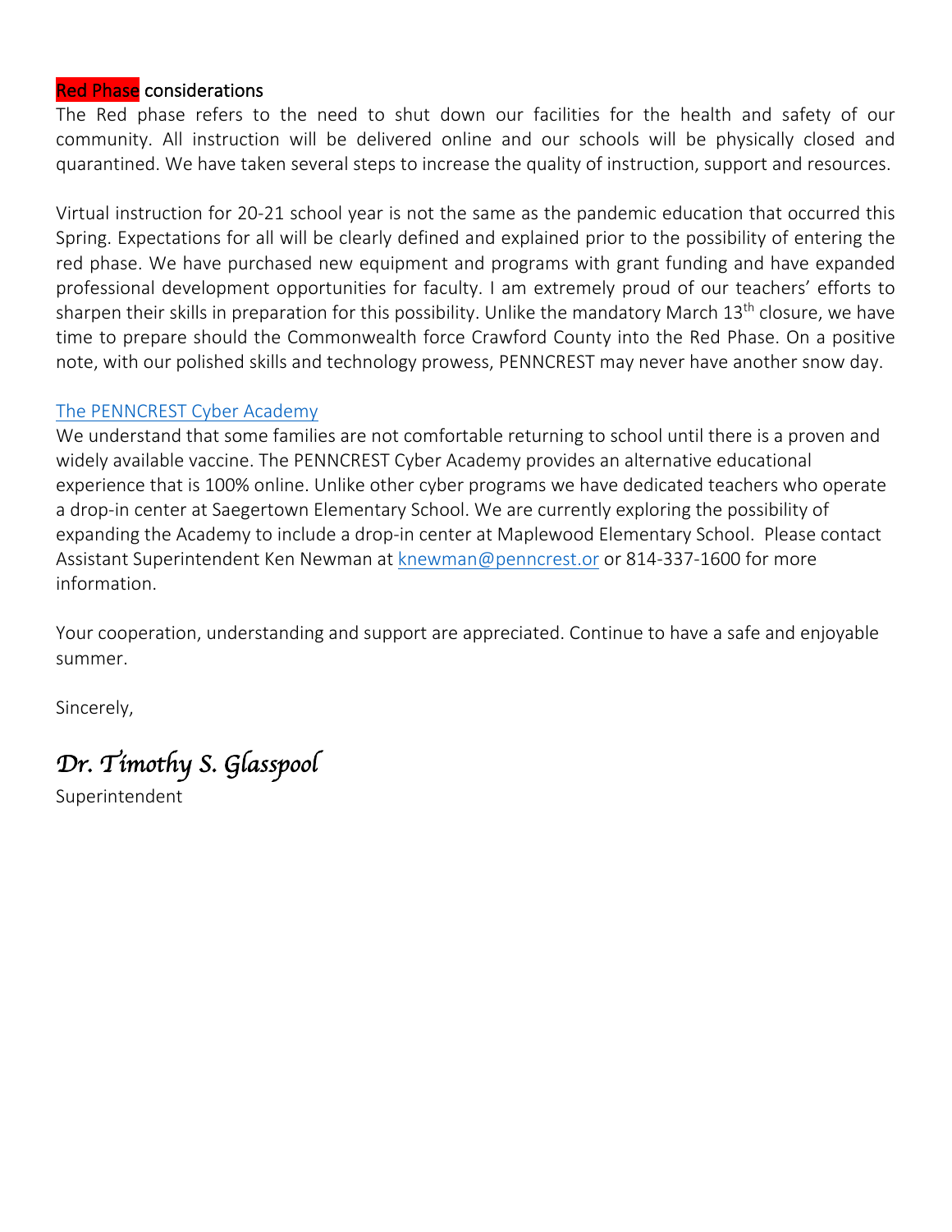## Red Phase considerations

The Red phase refers to the need to shut down our facilities for the health and safety of our community. All instruction will be delivered online and our schools will be physically closed and quarantined. We have taken several steps to increase the quality of instruction, support and resources.

Virtual instruction for 20-21 school year is not the same as the pandemic education that occurred this Spring. Expectations for all will be clearly defined and explained prior to the possibility of entering the red phase. We have purchased new equipment and programs with grant funding and have expanded professional development opportunities for faculty. I am extremely proud of our teachers' efforts to sharpen their skills in preparation for this possibility. Unlike the mandatory March 13th closure, we have time to prepare should the Commonwealth force Crawford County into the Red Phase. On a positive note, with our polished skills and technology prowess, PENNCREST may never have another snow day.

## The PENNCREST Cyber Academy

We understand that some families are not comfortable returning to school until there is a proven and widely available vaccine. The PENNCREST Cyber Academy provides an alternative educational experience that is 100% online. Unlike other cyber programs we have dedicated teachers who operate a drop-in center at Saegertown Elementary School. We are currently exploring the possibility of expanding the Academy to include a drop-in center at Maplewood Elementary School. Please contact Assistant Superintendent Ken Newman at knewman@penncrest.or or 814-337-1600 for more information.

Your cooperation, understanding and support are appreciated. Continue to have a safe and enjoyable summer.

Sincerely,

*Dr. Timothy S. Glasspool*

Superintendent